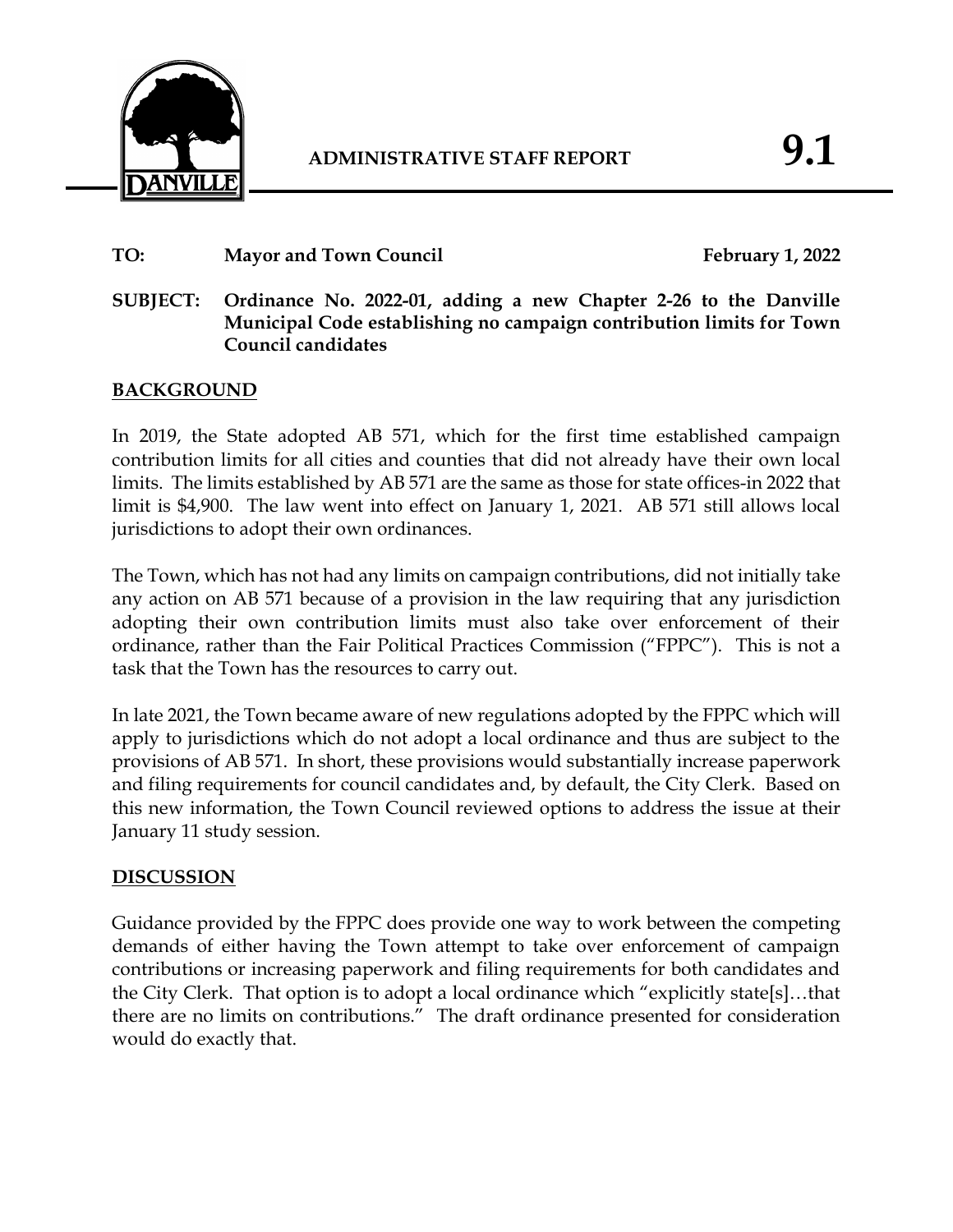# ADMINISTRATIVE STAFF REPORT

# 9.1

**TO:** **Mayor and Town Council** **February 1, 2022**

**SUBJECT:** **Ordinance No. 2022-01, adding a new Chapter 2-26 to the Danville Municipal Code establishing no campaign contribution limits for Town Council candidates**

## BACKGROUND

In 2019, the State adopted AB 571, which for the first time established campaign contribution limits for all cities and counties that did not already have their own local limits. The limits established by AB 571 are the same as those for state offices-in 2022 that limit is $4,900. The law went into effect on January 1, 2021. AB 571 still allows local jurisdictions to adopt their own ordinances.

The Town, which has not had any limits on campaign contributions, did not initially take any action on AB 571 because of a provision in the law requiring that any jurisdiction adopting their own contribution limits must also take over enforcement of their ordinance, rather than the Fair Political Practices Commission ("FPPC"). This is not a task that the Town has the resources to carry out.

In late 2021, the Town became aware of new regulations adopted by the FPPC which will apply to jurisdictions which do not adopt a local ordinance and thus are subject to the provisions of AB 571. In short, these provisions would substantially increase paperwork and filing requirements for council candidates and, by default, the City Clerk. Based on this new information, the Town Council reviewed options to address the issue at their January 11 study session.

## DISCUSSION

Guidance provided by the FPPC does provide one way to work between the competing demands of either having the Town attempt to take over enforcement of campaign contributions or increasing paperwork and filing requirements for both candidates and the City Clerk. That option is to adopt a local ordinance which "explicitly state[s]…that there are no limits on contributions." The draft ordinance presented for consideration would do exactly that.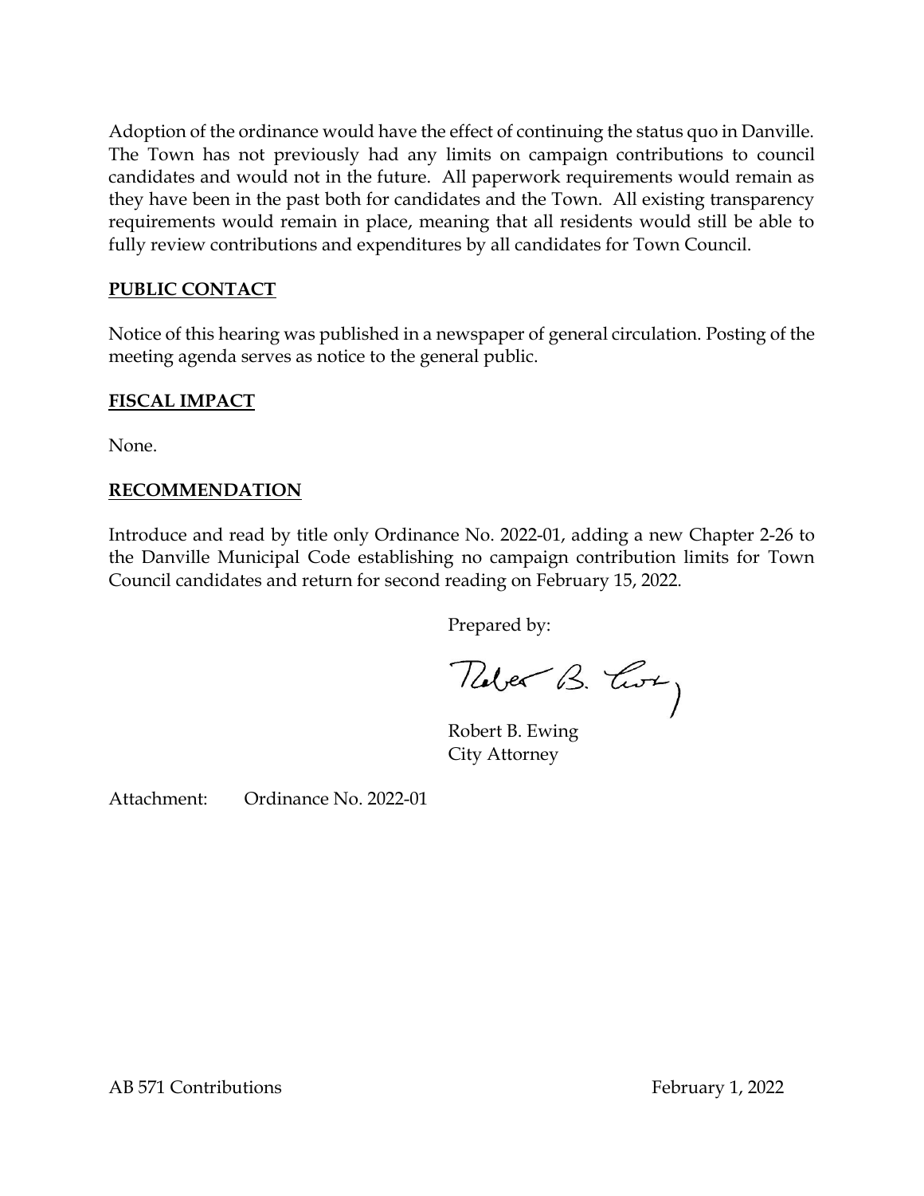Adoption of the ordinance would have the effect of continuing the status quo in Danville. The Town has not previously had any limits on campaign contributions to council candidates and would not in the future. All paperwork requirements would remain as they have been in the past both for candidates and the Town. All existing transparency requirements would remain in place, meaning that all residents would still be able to fully review contributions and expenditures by all candidates for Town Council.

**PUBLIC CONTACT**

Notice of this hearing was published in a newspaper of general circulation. Posting of the meeting agenda serves as notice to the general public.

**FISCAL IMPACT**

None.

**RECOMMENDATION**

Introduce and read by title only Ordinance No. 2022-01, adding a new Chapter 2-26 to the Danville Municipal Code establishing no campaign contribution limits for Town Council candidates and return for second reading on February 15, 2022.

Prepared by:

Robert B. Ewing
City Attorney

Attachment: Ordinance No. 2022-01

AB 571 Contributions February 1, 2022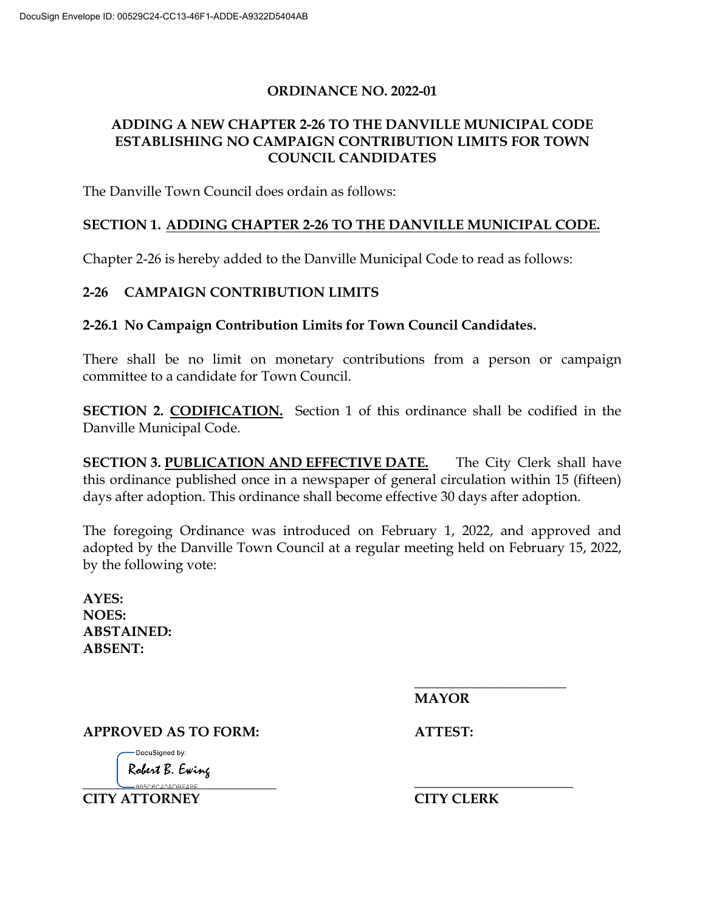**ORDINANCE NO. 2022-01**

**ADDING A NEW CHAPTER 2-26 TO THE DANVILLE MUNICIPAL CODE ESTABLISHING NO CAMPAIGN CONTRIBUTION LIMITS FOR TOWN COUNCIL CANDIDATES**

The Danville Town Council does ordain as follows:

**SECTION 1. ADDING CHAPTER 2-26 TO THE DANVILLE MUNICIPAL CODE.**

Chapter 2-26 is hereby added to the Danville Municipal Code to read as follows:

**2-26 CAMPAIGN CONTRIBUTION LIMITS**

**2-26.1 No Campaign Contribution Limits for Town Council Candidates.**

There shall be no limit on monetary contributions from a person or campaign committee to a candidate for Town Council.

**SECTION 2. CODIFICATION.** Section 1 of this ordinance shall be codified in the Danville Municipal Code.

**SECTION 3. PUBLICATION AND EFFECTIVE DATE.** The City Clerk shall have this ordinance published once in a newspaper of general circulation within 15 (fifteen) days after adoption. This ordinance shall become effective 30 days after adoption.

The foregoing Ordinance was introduced on February 1, 2022, and approved and adopted by the Danville Town Council at a regular meeting held on February 15, 2022, by the following vote:

**AYES:**
**NOES:**
**ABSTAINED:**
**ABSENT:**

\_\_\_\_\_\_\_\_\_\_\_\_\_\_\_\_\_\_\_\_\_\_
**MAYOR**

**APPROVED AS TO FORM:**

DocuSigned by:
Robert B. Ewing
895C6C40ADBE4BE
**CITY ATTORNEY**

**ATTEST:**

\_\_\_\_\_\_\_\_\_\_\_\_\_\_\_\_\_\_\_\_\_\_
**CITY CLERK**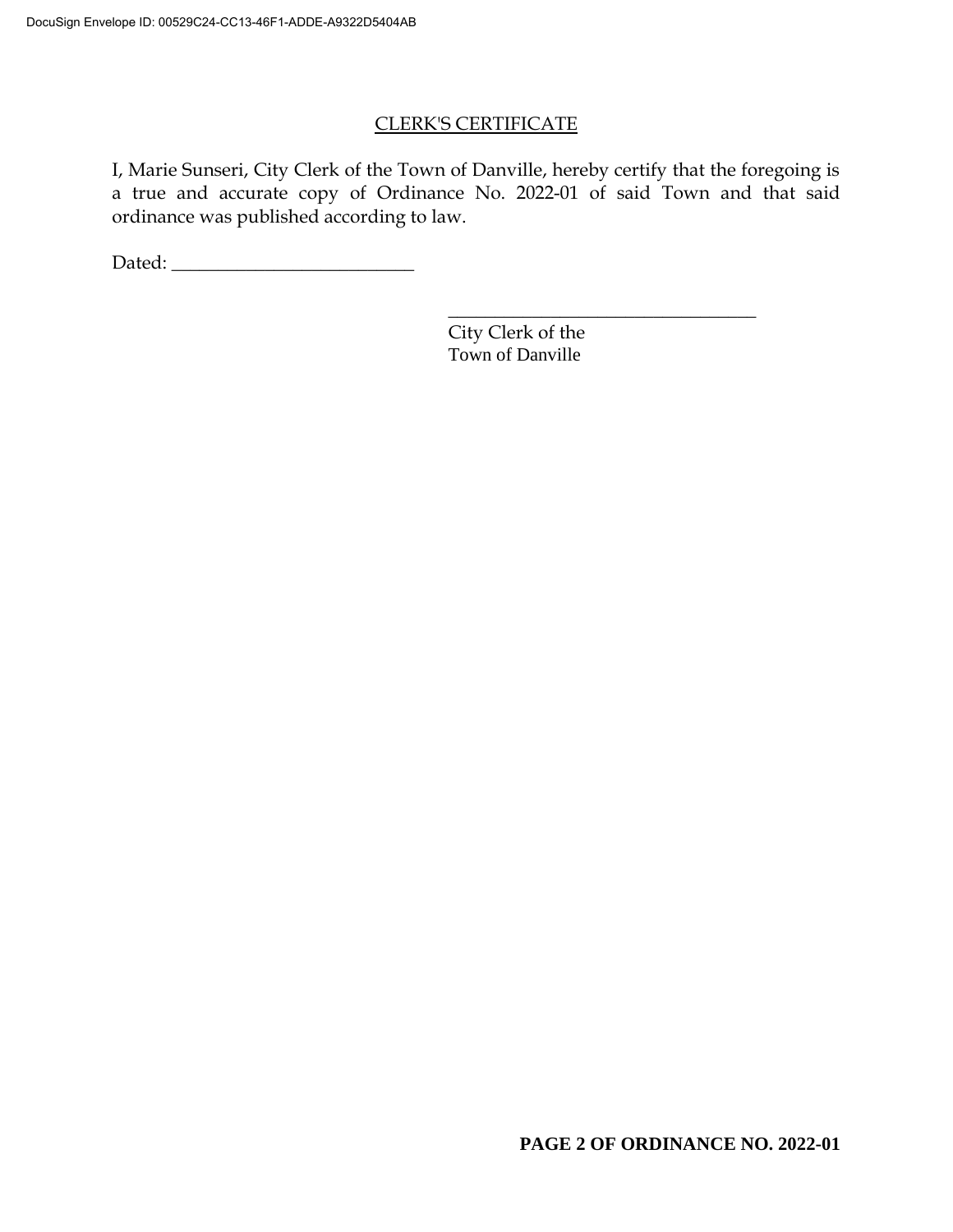## CLERK'S CERTIFICATE

I, Marie Sunseri, City Clerk of the Town of Danville, hereby certify that the foregoing is a true and accurate copy of Ordinance No. 2022-01 of said Town and that said ordinance was published according to law.

Dated: ___________________________

___________________________________
City Clerk of the
Town of Danville